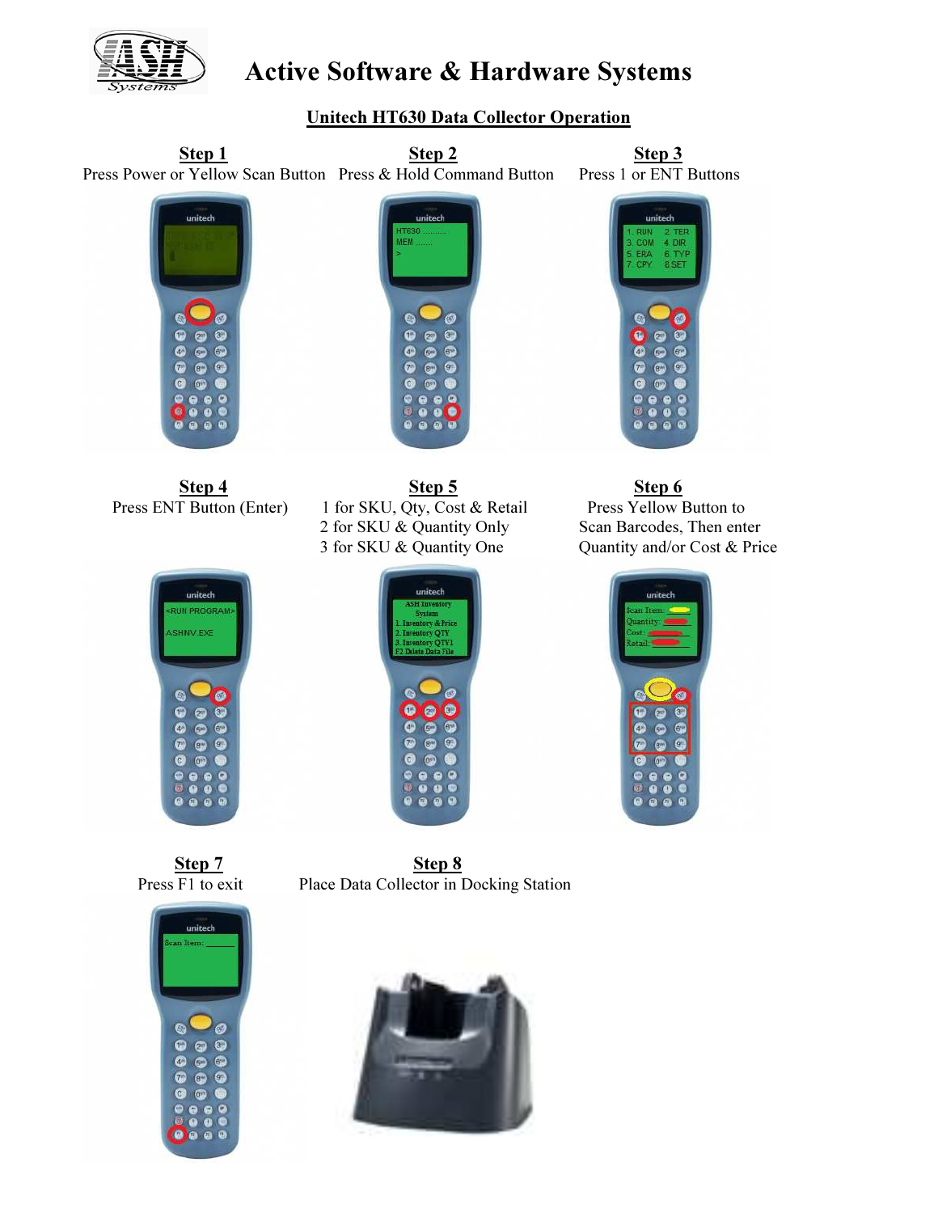# Active Software & Hardware Systems

## Unitech HT630 Data Collector Operation

**Step 1**
Press Power or Yellow Scan Button

**Step 2**
Press & Hold Command Button

**Step 3**
Press 1 or ENT Buttons

**Step 4**
Press ENT Button (Enter)

**Step 5**
1 for SKU, Qty, Cost & Retail
2 for SKU & Quantity Only
3 for SKU & Quantity One

**Step 6**
Press Yellow Button to Scan Barcodes, Then enter Quantity and/or Cost & Price

**Step 7**
Press F1 to exit

**Step 8**
Place Data Collector in Docking Station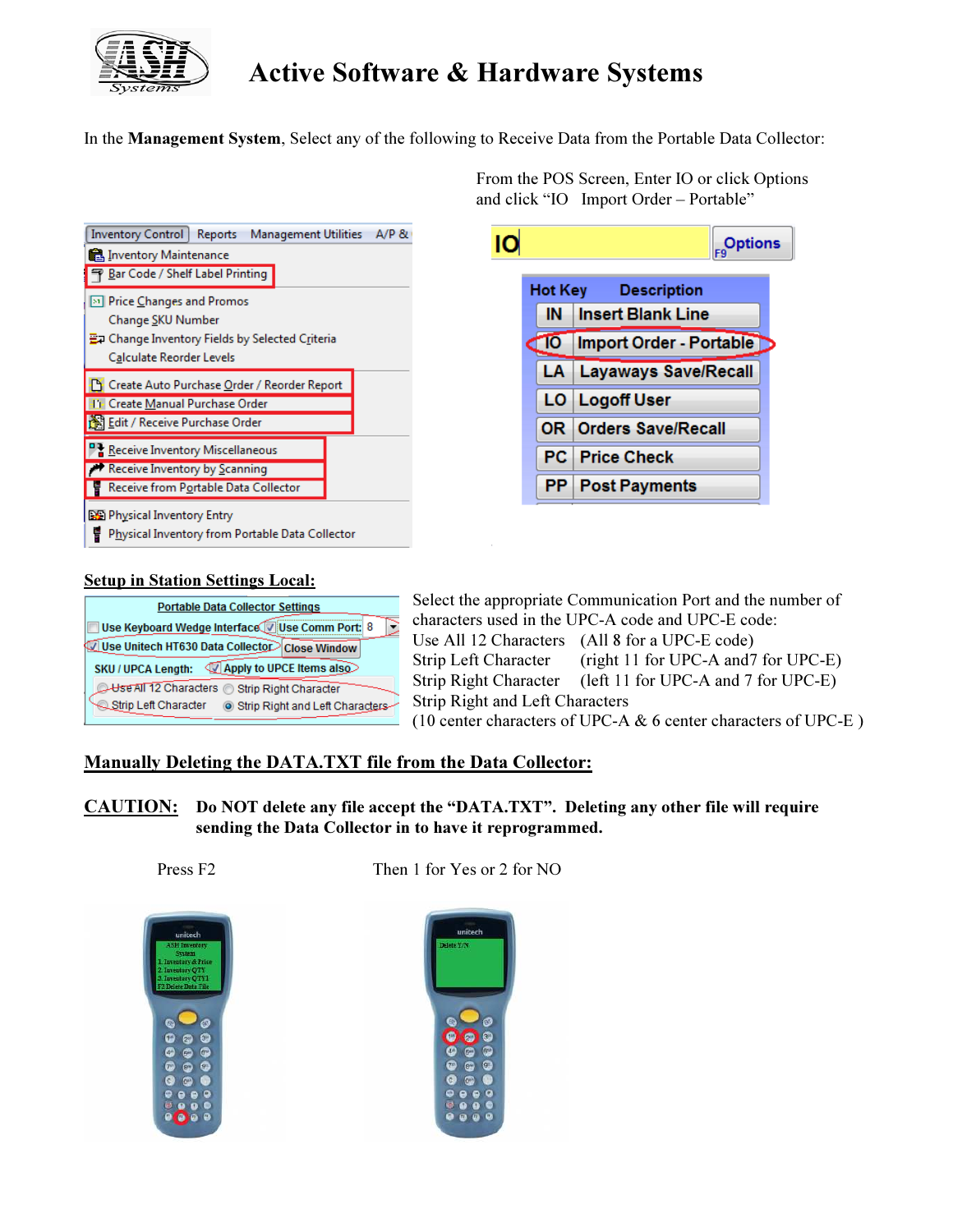# Active Software & Hardware Systems

In the **Management System**, Select any of the following to Receive Data from the Portable Data Collector:

Inventory Control | Reports | Management Utilities | A/P &

- Inventory Maintenance
- Bar Code / Shelf Label Printing
- Price Changes and Promos
- Change SKU Number
- Change Inventory Fields by Selected Criteria
- Calculate Reorder Levels
- Create Auto Purchase Order / Reorder Report
- Create Manual Purchase Order
- Edit / Receive Purchase Order
- Receive Inventory Miscellaneous
- Receive Inventory by Scanning
- Receive from Portable Data Collector
- Physical Inventory Entry
- Physical Inventory from Portable Data Collector

From the POS Screen, Enter IO or click Options and click "IO Import Order – Portable"

IO | F9 Options

| Hot Key | Description |
|---|---|
| IN | Insert Blank Line |
| IO | Import Order - Portable |
| LA | Layaways Save/Recall |
| LO | Logoff User |
| OR | Orders Save/Recall |
| PC | Price Check |
| PP | Post Payments |

## Setup in Station Settings Local:

Portable Data Collector Settings

- Use Keyboard Wedge Interface
- Use Comm Port: 8
- Use Unitech HT630 Data Collector
- Close Window
- SKU / UPCA Length: Apply to UPCE Items also
- Use All 12 Characters
- Strip Right Character
- Strip Left Character
- Strip Right and Left Characters

Select the appropriate Communication Port and the number of characters used in the UPC-A code and UPC-E code:

Use All 12 Characters (All 8 for a UPC-E code)
Strip Left Character (right 11 for UPC-A and7 for UPC-E)
Strip Right Character (left 11 for UPC-A and 7 for UPC-E)
Strip Right and Left Characters
(10 center characters of UPC-A & 6 center characters of UPC-E )

## Manually Deleting the DATA.TXT file from the Data Collector:

**CAUTION:** **Do NOT delete any file accept the "DATA.TXT". Deleting any other file will require sending the Data Collector in to have it reprogrammed.**

Press F2 Then 1 for Yes or 2 for NO

unitech
ASH Inventory System
1. Inventory & Price
2. Inventory QTY
3. Inventory QTY1
F2 Delete Data File

unitech
Delete Y/N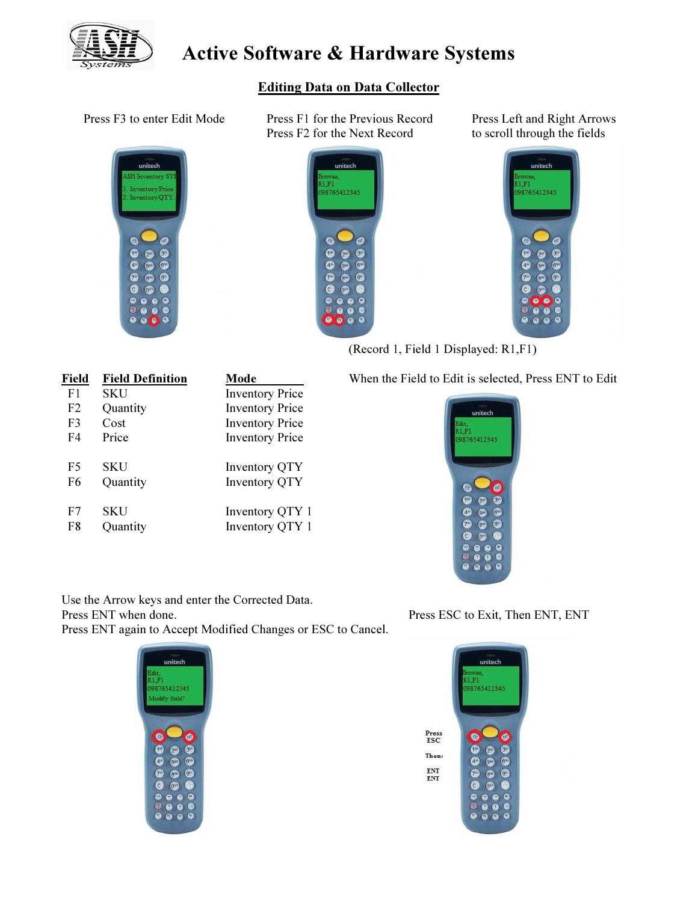# Active Software & Hardware Systems

## Editing Data on Data Collector

Press F3 to enter Edit Mode

Press F1 for the Previous Record
Press F2 for the Next Record

Press Left and Right Arrows to scroll through the fields

(Record 1, Field 1 Displayed: R1,F1)

| Field | Field Definition | Mode |
|---|---|---|
| F1 | SKU | Inventory Price |
| F2 | Quantity | Inventory Price |
| F3 | Cost | Inventory Price |
| F4 | Price | Inventory Price |
| F5 | SKU | Inventory QTY |
| F6 | Quantity | Inventory QTY |
| F7 | SKU | Inventory QTY 1 |
| F8 | Quantity | Inventory QTY 1 |

When the Field to Edit is selected, Press ENT to Edit

Use the Arrow keys and enter the Corrected Data.
Press ENT when done.
Press ENT again to Accept Modified Changes or ESC to Cancel.

Press ESC to Exit, Then ENT, ENT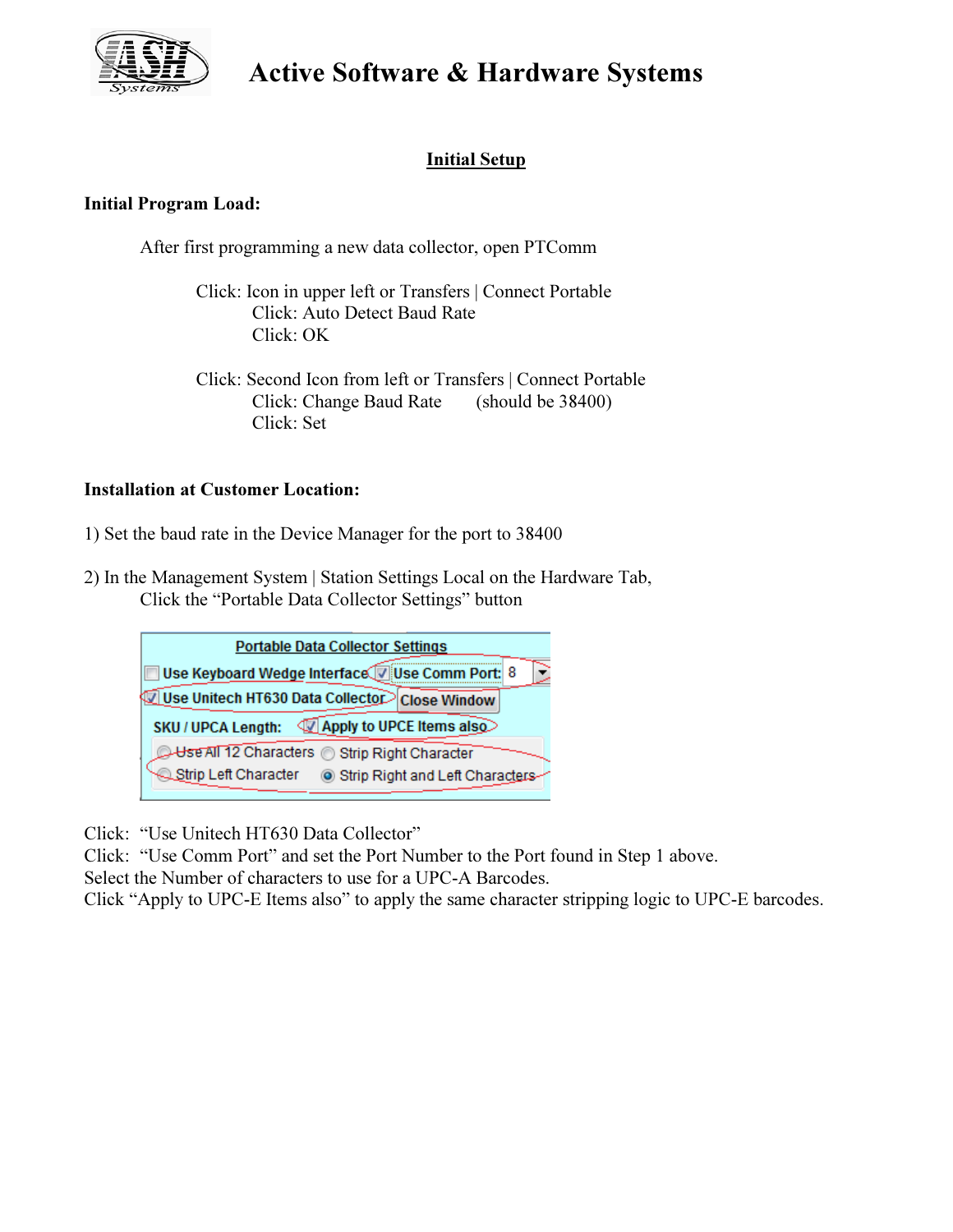# Active Software & Hardware Systems

## Initial Setup

**Initial Program Load:**

After first programming a new data collector, open PTComm

Click: Icon in upper left or Transfers | Connect Portable
Click: Auto Detect Baud Rate
Click: OK

Click: Second Icon from left or Transfers | Connect Portable
Click: Change Baud Rate (should be 38400)
Click: Set

**Installation at Customer Location:**

1) Set the baud rate in the Device Manager for the port to 38400

2) In the Management System | Station Settings Local on the Hardware Tab,
Click the "Portable Data Collector Settings" button

Portable Data Collector Settings
Use Keyboard Wedge Interface
Use Comm Port: 8
Use Unitech HT630 Data Collector
Close Window
SKU / UPCA Length:
Apply to UPCE Items also
Use All 12 Characters
Strip Right Character
Strip Left Character
Strip Right and Left Characters

Click: "Use Unitech HT630 Data Collector"
Click: "Use Comm Port" and set the Port Number to the Port found in Step 1 above.
Select the Number of characters to use for a UPC-A Barcodes.
Click "Apply to UPC-E Items also" to apply the same character stripping logic to UPC-E barcodes.